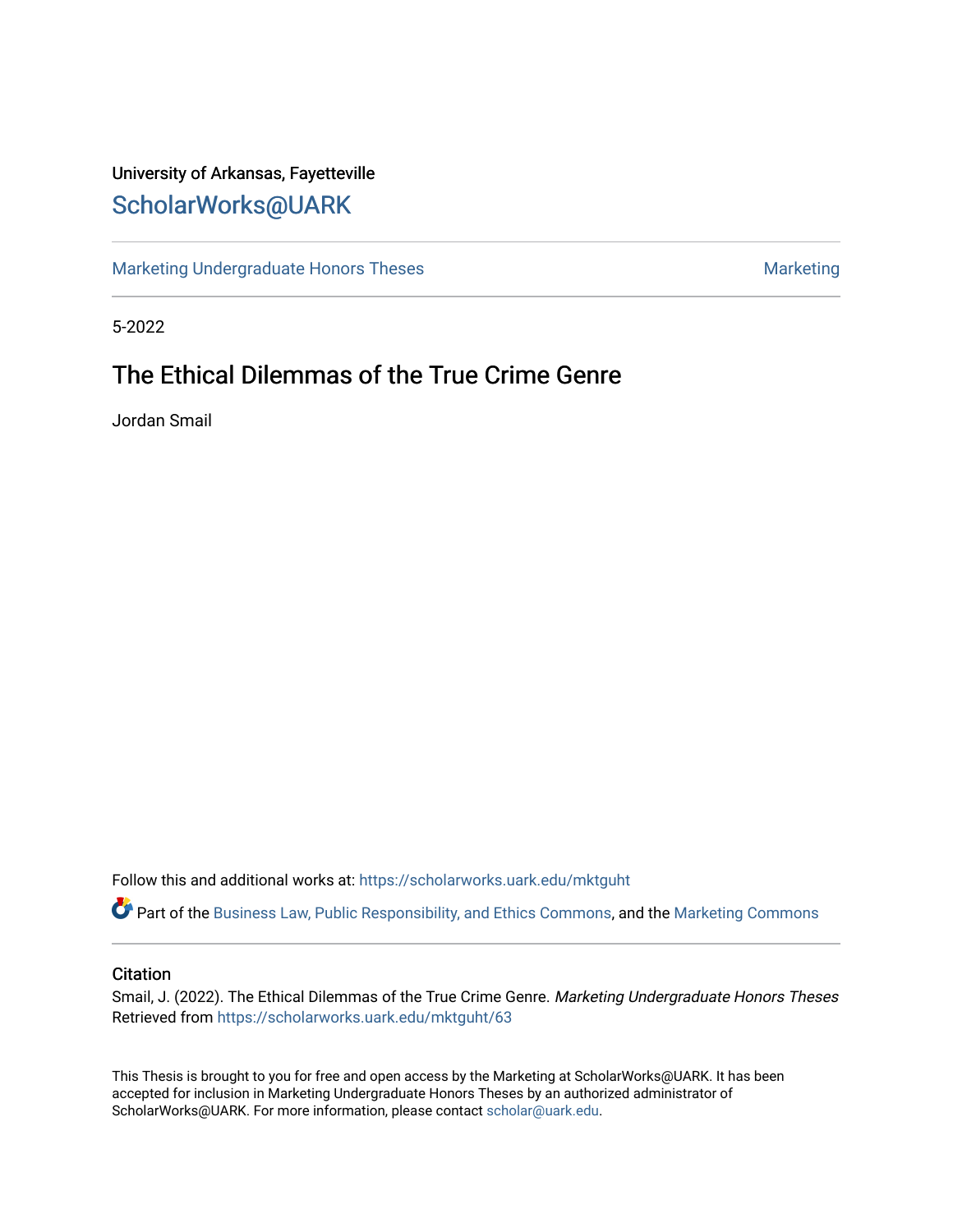University of Arkansas, Fayetteville

ScholarWorks@UARK

Marketing Undergraduate Honors Theses

Marketing

5-2022

# The Ethical Dilemmas of the True Crime Genre

Jordan Smail

Follow this and additional works at: https://scholarworks.uark.edu/mktguht

Part of the Business Law, Public Responsibility, and Ethics Commons, and the Marketing Commons

## Citation

Smail, J. (2022). The Ethical Dilemmas of the True Crime Genre. *Marketing Undergraduate Honors Theses* Retrieved from https://scholarworks.uark.edu/mktguht/63

This Thesis is brought to you for free and open access by the Marketing at ScholarWorks@UARK. It has been accepted for inclusion in Marketing Undergraduate Honors Theses by an authorized administrator of ScholarWorks@UARK. For more information, please contact scholar@uark.edu.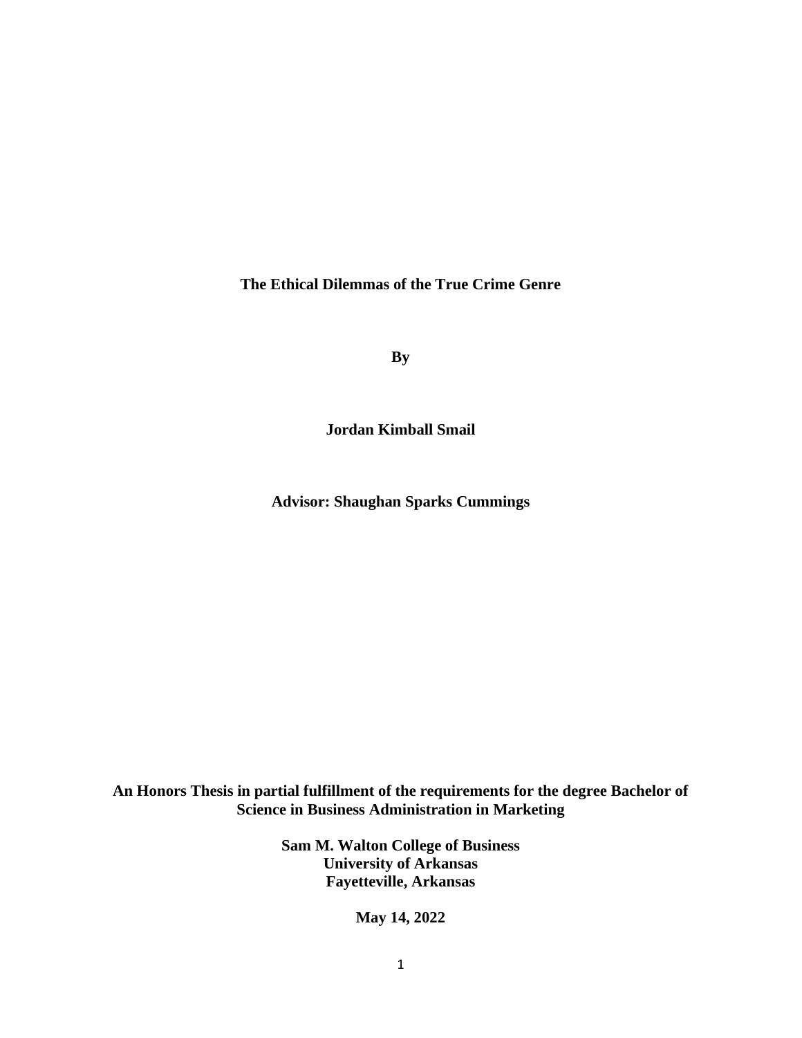**The Ethical Dilemmas of the True Crime Genre**

**By**

**Jordan Kimball Smail**

**Advisor: Shaughan Sparks Cummings**

**An Honors Thesis in partial fulfillment of the requirements for the degree Bachelor of Science in Business Administration in Marketing**

**Sam M. Walton College of Business**
**University of Arkansas**
**Fayetteville, Arkansas**

**May 14, 2022**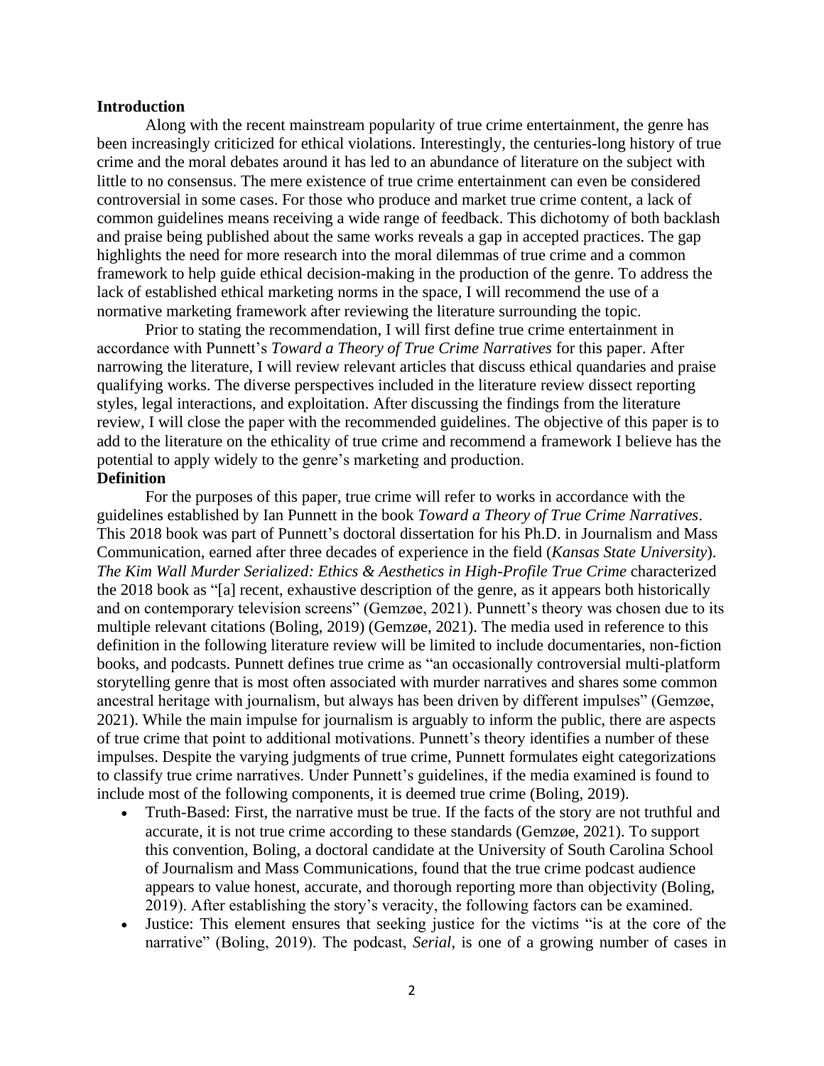**Introduction**

Along with the recent mainstream popularity of true crime entertainment, the genre has been increasingly criticized for ethical violations. Interestingly, the centuries-long history of true crime and the moral debates around it has led to an abundance of literature on the subject with little to no consensus. The mere existence of true crime entertainment can even be considered controversial in some cases. For those who produce and market true crime content, a lack of common guidelines means receiving a wide range of feedback. This dichotomy of both backlash and praise being published about the same works reveals a gap in accepted practices. The gap highlights the need for more research into the moral dilemmas of true crime and a common framework to help guide ethical decision-making in the production of the genre. To address the lack of established ethical marketing norms in the space, I will recommend the use of a normative marketing framework after reviewing the literature surrounding the topic.

Prior to stating the recommendation, I will first define true crime entertainment in accordance with Punnett's *Toward a Theory of True Crime Narratives* for this paper. After narrowing the literature, I will review relevant articles that discuss ethical quandaries and praise qualifying works. The diverse perspectives included in the literature review dissect reporting styles, legal interactions, and exploitation. After discussing the findings from the literature review, I will close the paper with the recommended guidelines. The objective of this paper is to add to the literature on the ethicality of true crime and recommend a framework I believe has the potential to apply widely to the genre's marketing and production.

**Definition**

For the purposes of this paper, true crime will refer to works in accordance with the guidelines established by Ian Punnett in the book *Toward a Theory of True Crime Narratives*. This 2018 book was part of Punnett's doctoral dissertation for his Ph.D. in Journalism and Mass Communication, earned after three decades of experience in the field (*Kansas State University*). *The Kim Wall Murder Serialized: Ethics & Aesthetics in High-Profile True Crime* characterized the 2018 book as "[a] recent, exhaustive description of the genre, as it appears both historically and on contemporary television screens" (Gemzøe, 2021). Punnett's theory was chosen due to its multiple relevant citations (Boling, 2019) (Gemzøe, 2021). The media used in reference to this definition in the following literature review will be limited to include documentaries, non-fiction books, and podcasts. Punnett defines true crime as "an occasionally controversial multi-platform storytelling genre that is most often associated with murder narratives and shares some common ancestral heritage with journalism, but always has been driven by different impulses" (Gemzøe, 2021). While the main impulse for journalism is arguably to inform the public, there are aspects of true crime that point to additional motivations. Punnett's theory identifies a number of these impulses. Despite the varying judgments of true crime, Punnett formulates eight categorizations to classify true crime narratives. Under Punnett's guidelines, if the media examined is found to include most of the following components, it is deemed true crime (Boling, 2019).

- Truth-Based: First, the narrative must be true. If the facts of the story are not truthful and accurate, it is not true crime according to these standards (Gemzøe, 2021). To support this convention, Boling, a doctoral candidate at the University of South Carolina School of Journalism and Mass Communications, found that the true crime podcast audience appears to value honest, accurate, and thorough reporting more than objectivity (Boling, 2019). After establishing the story's veracity, the following factors can be examined.
- Justice: This element ensures that seeking justice for the victims "is at the core of the narrative" (Boling, 2019). The podcast, *Serial*, is one of a growing number of cases in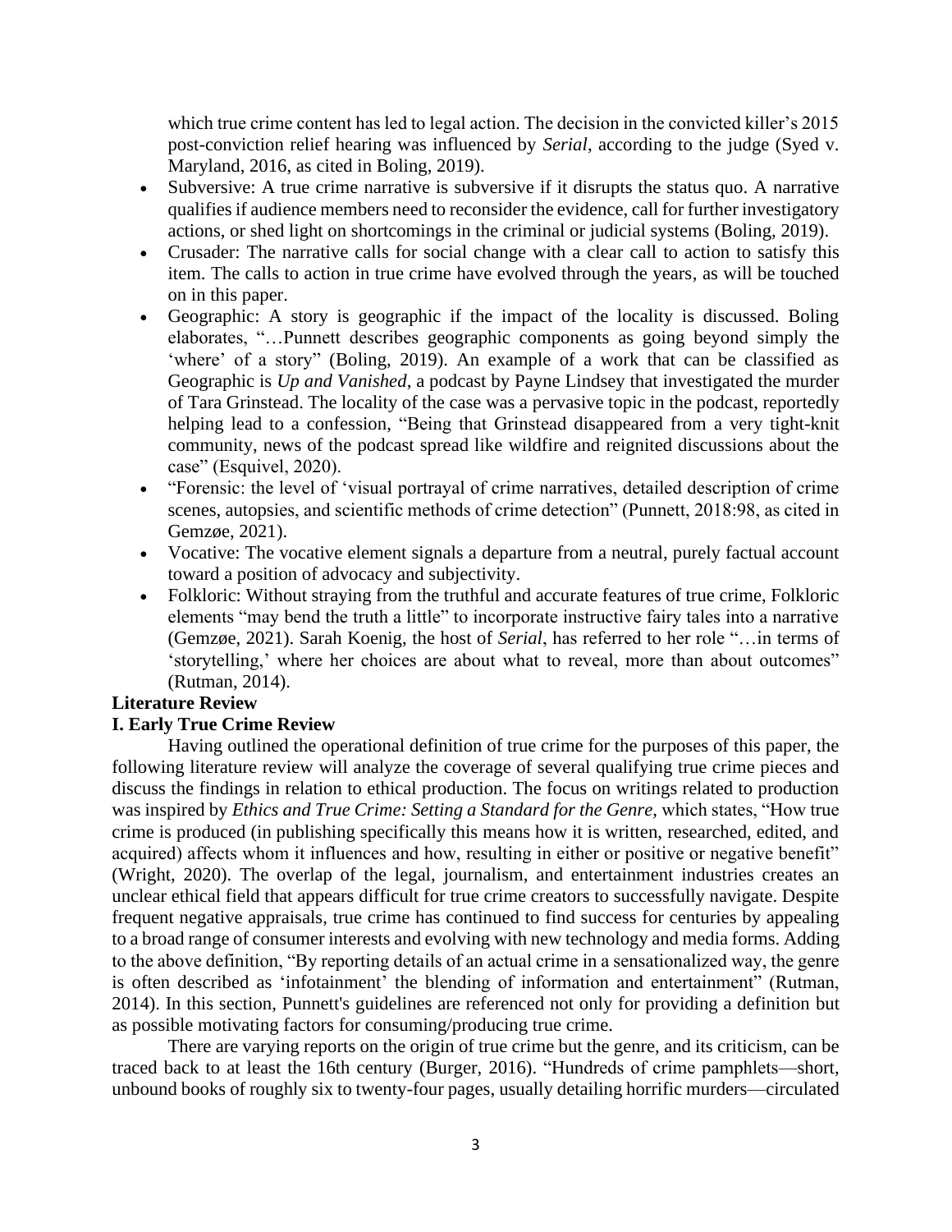which true crime content has led to legal action. The decision in the convicted killer's 2015 post-conviction relief hearing was influenced by *Serial*, according to the judge (Syed v. Maryland, 2016, as cited in Boling, 2019).

- Subversive: A true crime narrative is subversive if it disrupts the status quo. A narrative qualifies if audience members need to reconsider the evidence, call for further investigatory actions, or shed light on shortcomings in the criminal or judicial systems (Boling, 2019).
- Crusader: The narrative calls for social change with a clear call to action to satisfy this item. The calls to action in true crime have evolved through the years, as will be touched on in this paper.
- Geographic: A story is geographic if the impact of the locality is discussed. Boling elaborates, "…Punnett describes geographic components as going beyond simply the 'where' of a story" (Boling, 2019). An example of a work that can be classified as Geographic is *Up and Vanished*, a podcast by Payne Lindsey that investigated the murder of Tara Grinstead. The locality of the case was a pervasive topic in the podcast, reportedly helping lead to a confession, "Being that Grinstead disappeared from a very tight-knit community, news of the podcast spread like wildfire and reignited discussions about the case" (Esquivel, 2020).
- "Forensic: the level of 'visual portrayal of crime narratives, detailed description of crime scenes, autopsies, and scientific methods of crime detection" (Punnett, 2018:98, as cited in Gemzøe, 2021).
- Vocative: The vocative element signals a departure from a neutral, purely factual account toward a position of advocacy and subjectivity.
- Folkloric: Without straying from the truthful and accurate features of true crime, Folkloric elements "may bend the truth a little" to incorporate instructive fairy tales into a narrative (Gemzøe, 2021). Sarah Koenig, the host of *Serial*, has referred to her role "…in terms of 'storytelling,' where her choices are about what to reveal, more than about outcomes" (Rutman, 2014).

**Literature Review**

**I. Early True Crime Review**

Having outlined the operational definition of true crime for the purposes of this paper, the following literature review will analyze the coverage of several qualifying true crime pieces and discuss the findings in relation to ethical production. The focus on writings related to production was inspired by *Ethics and True Crime: Setting a Standard for the Genre*, which states, "How true crime is produced (in publishing specifically this means how it is written, researched, edited, and acquired) affects whom it influences and how, resulting in either or positive or negative benefit" (Wright, 2020). The overlap of the legal, journalism, and entertainment industries creates an unclear ethical field that appears difficult for true crime creators to successfully navigate. Despite frequent negative appraisals, true crime has continued to find success for centuries by appealing to a broad range of consumer interests and evolving with new technology and media forms. Adding to the above definition, "By reporting details of an actual crime in a sensationalized way, the genre is often described as 'infotainment' the blending of information and entertainment" (Rutman, 2014). In this section, Punnett's guidelines are referenced not only for providing a definition but as possible motivating factors for consuming/producing true crime.

There are varying reports on the origin of true crime but the genre, and its criticism, can be traced back to at least the 16th century (Burger, 2016). "Hundreds of crime pamphlets—short, unbound books of roughly six to twenty-four pages, usually detailing horrific murders—circulated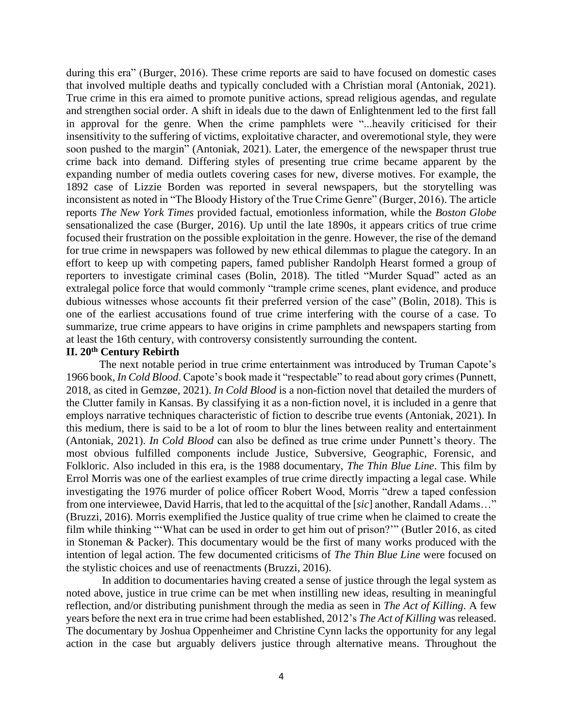during this era" (Burger, 2016). These crime reports are said to have focused on domestic cases that involved multiple deaths and typically concluded with a Christian moral (Antoniak, 2021). True crime in this era aimed to promote punitive actions, spread religious agendas, and regulate and strengthen social order. A shift in ideals due to the dawn of Enlightenment led to the first fall in approval for the genre. When the crime pamphlets were "...heavily criticised for their insensitivity to the suffering of victims, exploitative character, and overemotional style, they were soon pushed to the margin" (Antoniak, 2021). Later, the emergence of the newspaper thrust true crime back into demand. Differing styles of presenting true crime became apparent by the expanding number of media outlets covering cases for new, diverse motives. For example, the 1892 case of Lizzie Borden was reported in several newspapers, but the storytelling was inconsistent as noted in "The Bloody History of the True Crime Genre" (Burger, 2016). The article reports *The New York Times* provided factual, emotionless information, while the *Boston Globe* sensationalized the case (Burger, 2016). Up until the late 1890s, it appears critics of true crime focused their frustration on the possible exploitation in the genre. However, the rise of the demand for true crime in newspapers was followed by new ethical dilemmas to plague the category. In an effort to keep up with competing papers, famed publisher Randolph Hearst formed a group of reporters to investigate criminal cases (Bolin, 2018). The titled "Murder Squad" acted as an extralegal police force that would commonly "trample crime scenes, plant evidence, and produce dubious witnesses whose accounts fit their preferred version of the case" (Bolin, 2018). This is one of the earliest accusations found of true crime interfering with the course of a case. To summarize, true crime appears to have origins in crime pamphlets and newspapers starting from at least the 16th century, with controversy consistently surrounding the content.

## II. 20th Century Rebirth

The next notable period in true crime entertainment was introduced by Truman Capote's 1966 book, *In Cold Blood*. Capote's book made it "respectable" to read about gory crimes (Punnett, 2018, as cited in Gemzøe, 2021). *In Cold Blood* is a non-fiction novel that detailed the murders of the Clutter family in Kansas. By classifying it as a non-fiction novel, it is included in a genre that employs narrative techniques characteristic of fiction to describe true events (Antoniak, 2021). In this medium, there is said to be a lot of room to blur the lines between reality and entertainment (Antoniak, 2021). *In Cold Blood* can also be defined as true crime under Punnett's theory. The most obvious fulfilled components include Justice, Subversive, Geographic, Forensic, and Folkloric. Also included in this era, is the 1988 documentary, *The Thin Blue Line*. This film by Errol Morris was one of the earliest examples of true crime directly impacting a legal case. While investigating the 1976 murder of police officer Robert Wood, Morris "drew a taped confession from one interviewee, David Harris, that led to the acquittal of the [*sic*] another, Randall Adams…" (Bruzzi, 2016). Morris exemplified the Justice quality of true crime when he claimed to create the film while thinking "'What can be used in order to get him out of prison?'" (Butler 2016, as cited in Stoneman & Packer). This documentary would be the first of many works produced with the intention of legal action. The few documented criticisms of *The Thin Blue Line* were focused on the stylistic choices and use of reenactments (Bruzzi, 2016).

In addition to documentaries having created a sense of justice through the legal system as noted above, justice in true crime can be met when instilling new ideas, resulting in meaningful reflection, and/or distributing punishment through the media as seen in *The Act of Killing*. A few years before the next era in true crime had been established, 2012's *The Act of Killing* was released. The documentary by Joshua Oppenheimer and Christine Cynn lacks the opportunity for any legal action in the case but arguably delivers justice through alternative means. Throughout the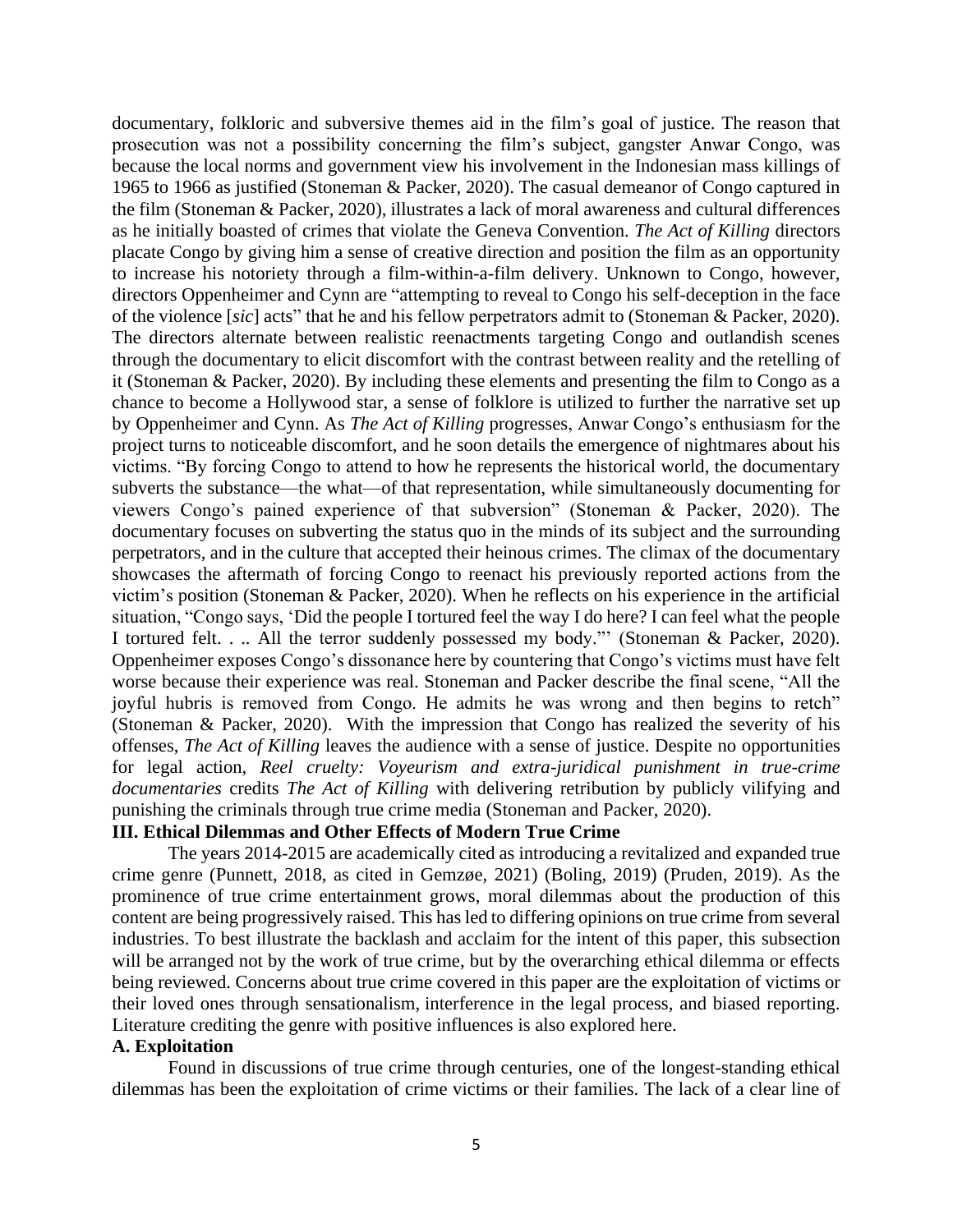documentary, folkloric and subversive themes aid in the film's goal of justice. The reason that prosecution was not a possibility concerning the film's subject, gangster Anwar Congo, was because the local norms and government view his involvement in the Indonesian mass killings of 1965 to 1966 as justified (Stoneman & Packer, 2020). The casual demeanor of Congo captured in the film (Stoneman & Packer, 2020), illustrates a lack of moral awareness and cultural differences as he initially boasted of crimes that violate the Geneva Convention. *The Act of Killing* directors placate Congo by giving him a sense of creative direction and position the film as an opportunity to increase his notoriety through a film-within-a-film delivery. Unknown to Congo, however, directors Oppenheimer and Cynn are "attempting to reveal to Congo his self-deception in the face of the violence [*sic*] acts" that he and his fellow perpetrators admit to (Stoneman & Packer, 2020). The directors alternate between realistic reenactments targeting Congo and outlandish scenes through the documentary to elicit discomfort with the contrast between reality and the retelling of it (Stoneman & Packer, 2020). By including these elements and presenting the film to Congo as a chance to become a Hollywood star, a sense of folklore is utilized to further the narrative set up by Oppenheimer and Cynn. As *The Act of Killing* progresses, Anwar Congo's enthusiasm for the project turns to noticeable discomfort, and he soon details the emergence of nightmares about his victims. "By forcing Congo to attend to how he represents the historical world, the documentary subverts the substance—the what—of that representation, while simultaneously documenting for viewers Congo's pained experience of that subversion" (Stoneman & Packer, 2020). The documentary focuses on subverting the status quo in the minds of its subject and the surrounding perpetrators, and in the culture that accepted their heinous crimes. The climax of the documentary showcases the aftermath of forcing Congo to reenact his previously reported actions from the victim's position (Stoneman & Packer, 2020). When he reflects on his experience in the artificial situation, "Congo says, 'Did the people I tortured feel the way I do here? I can feel what the people I tortured felt. . .. All the terror suddenly possessed my body."' (Stoneman & Packer, 2020). Oppenheimer exposes Congo's dissonance here by countering that Congo's victims must have felt worse because their experience was real. Stoneman and Packer describe the final scene, "All the joyful hubris is removed from Congo. He admits he was wrong and then begins to retch" (Stoneman & Packer, 2020). With the impression that Congo has realized the severity of his offenses, *The Act of Killing* leaves the audience with a sense of justice. Despite no opportunities for legal action, *Reel cruelty: Voyeurism and extra-juridical punishment in true-crime documentaries* credits *The Act of Killing* with delivering retribution by publicly vilifying and punishing the criminals through true crime media (Stoneman and Packer, 2020).

## III. Ethical Dilemmas and Other Effects of Modern True Crime

The years 2014-2015 are academically cited as introducing a revitalized and expanded true crime genre (Punnett, 2018, as cited in Gemzøe, 2021) (Boling, 2019) (Pruden, 2019). As the prominence of true crime entertainment grows, moral dilemmas about the production of this content are being progressively raised. This has led to differing opinions on true crime from several industries. To best illustrate the backlash and acclaim for the intent of this paper, this subsection will be arranged not by the work of true crime, but by the overarching ethical dilemma or effects being reviewed. Concerns about true crime covered in this paper are the exploitation of victims or their loved ones through sensationalism, interference in the legal process, and biased reporting. Literature crediting the genre with positive influences is also explored here.

### A. Exploitation

Found in discussions of true crime through centuries, one of the longest-standing ethical dilemmas has been the exploitation of crime victims or their families. The lack of a clear line of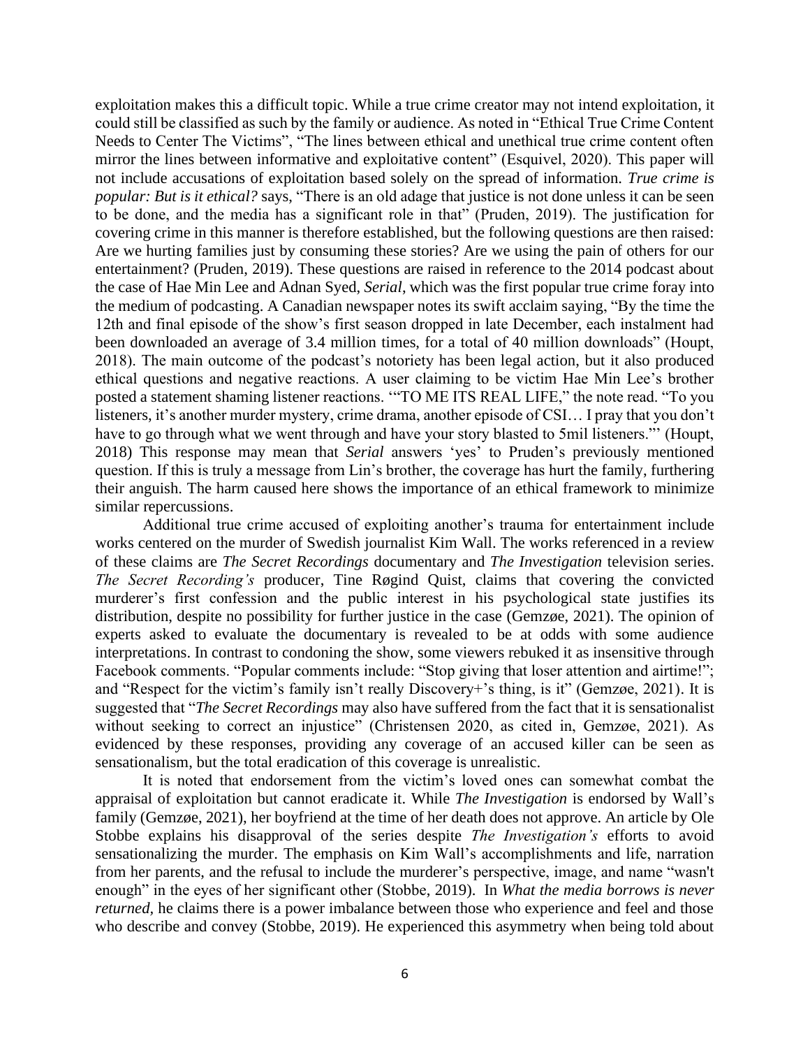exploitation makes this a difficult topic. While a true crime creator may not intend exploitation, it could still be classified as such by the family or audience. As noted in "Ethical True Crime Content Needs to Center The Victims", "The lines between ethical and unethical true crime content often mirror the lines between informative and exploitative content" (Esquivel, 2020). This paper will not include accusations of exploitation based solely on the spread of information. *True crime is popular: But is it ethical?* says, "There is an old adage that justice is not done unless it can be seen to be done, and the media has a significant role in that" (Pruden, 2019). The justification for covering crime in this manner is therefore established, but the following questions are then raised: Are we hurting families just by consuming these stories? Are we using the pain of others for our entertainment? (Pruden, 2019). These questions are raised in reference to the 2014 podcast about the case of Hae Min Lee and Adnan Syed, *Serial*, which was the first popular true crime foray into the medium of podcasting. A Canadian newspaper notes its swift acclaim saying, "By the time the 12th and final episode of the show's first season dropped in late December, each instalment had been downloaded an average of 3.4 million times, for a total of 40 million downloads" (Houpt, 2018). The main outcome of the podcast's notoriety has been legal action, but it also produced ethical questions and negative reactions. A user claiming to be victim Hae Min Lee's brother posted a statement shaming listener reactions. '"TO ME ITS REAL LIFE," the note read. "To you listeners, it's another murder mystery, crime drama, another episode of CSI… I pray that you don't have to go through what we went through and have your story blasted to 5mil listeners."' (Houpt, 2018) This response may mean that *Serial* answers 'yes' to Pruden's previously mentioned question. If this is truly a message from Lin's brother, the coverage has hurt the family, furthering their anguish. The harm caused here shows the importance of an ethical framework to minimize similar repercussions.

Additional true crime accused of exploiting another's trauma for entertainment include works centered on the murder of Swedish journalist Kim Wall. The works referenced in a review of these claims are *The Secret Recordings* documentary and *The Investigation* television series. *The Secret Recording's* producer, Tine Røgind Quist, claims that covering the convicted murderer's first confession and the public interest in his psychological state justifies its distribution, despite no possibility for further justice in the case (Gemzøe, 2021). The opinion of experts asked to evaluate the documentary is revealed to be at odds with some audience interpretations. In contrast to condoning the show, some viewers rebuked it as insensitive through Facebook comments. "Popular comments include: "Stop giving that loser attention and airtime!"; and "Respect for the victim's family isn't really Discovery+'s thing, is it" (Gemzøe, 2021). It is suggested that "*The Secret Recordings* may also have suffered from the fact that it is sensationalist without seeking to correct an injustice" (Christensen 2020, as cited in, Gemzøe, 2021). As evidenced by these responses, providing any coverage of an accused killer can be seen as sensationalism, but the total eradication of this coverage is unrealistic.

It is noted that endorsement from the victim's loved ones can somewhat combat the appraisal of exploitation but cannot eradicate it. While *The Investigation* is endorsed by Wall's family (Gemzøe, 2021), her boyfriend at the time of her death does not approve. An article by Ole Stobbe explains his disapproval of the series despite *The Investigation's* efforts to avoid sensationalizing the murder. The emphasis on Kim Wall's accomplishments and life, narration from her parents, and the refusal to include the murderer's perspective, image, and name "wasn't enough" in the eyes of her significant other (Stobbe, 2019). In *What the media borrows is never returned*, he claims there is a power imbalance between those who experience and feel and those who describe and convey (Stobbe, 2019). He experienced this asymmetry when being told about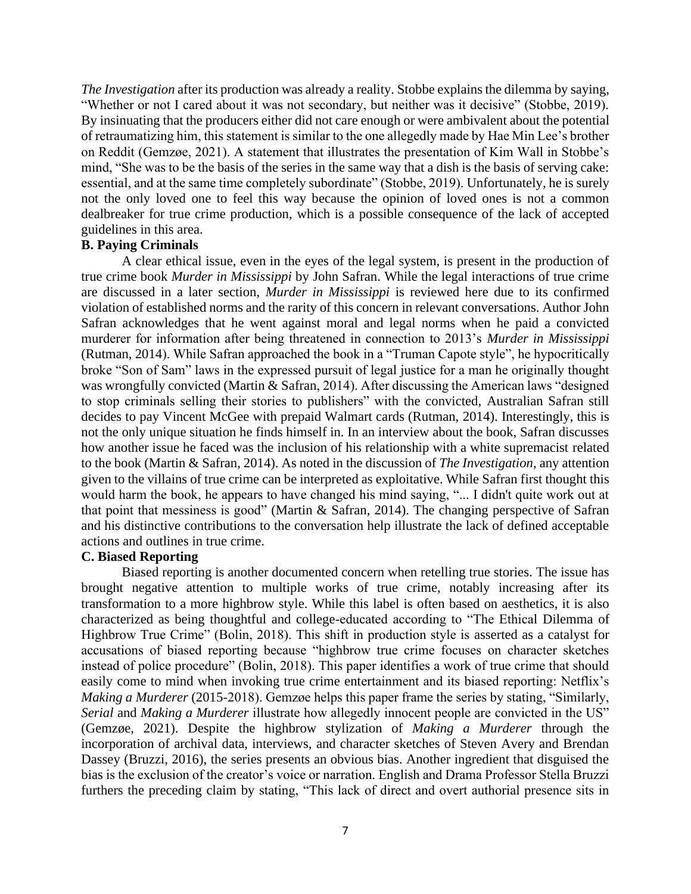*The Investigation* after its production was already a reality. Stobbe explains the dilemma by saying, "Whether or not I cared about it was not secondary, but neither was it decisive" (Stobbe, 2019). By insinuating that the producers either did not care enough or were ambivalent about the potential of retraumatizing him, this statement is similar to the one allegedly made by Hae Min Lee's brother on Reddit (Gemzøe, 2021). A statement that illustrates the presentation of Kim Wall in Stobbe's mind, "She was to be the basis of the series in the same way that a dish is the basis of serving cake: essential, and at the same time completely subordinate" (Stobbe, 2019). Unfortunately, he is surely not the only loved one to feel this way because the opinion of loved ones is not a common dealbreaker for true crime production, which is a possible consequence of the lack of accepted guidelines in this area.

**B. Paying Criminals**

A clear ethical issue, even in the eyes of the legal system, is present in the production of true crime book *Murder in Mississippi* by John Safran. While the legal interactions of true crime are discussed in a later section, *Murder in Mississippi* is reviewed here due to its confirmed violation of established norms and the rarity of this concern in relevant conversations. Author John Safran acknowledges that he went against moral and legal norms when he paid a convicted murderer for information after being threatened in connection to 2013's *Murder in Mississippi* (Rutman, 2014). While Safran approached the book in a "Truman Capote style", he hypocritically broke "Son of Sam" laws in the expressed pursuit of legal justice for a man he originally thought was wrongfully convicted (Martin & Safran, 2014). After discussing the American laws "designed to stop criminals selling their stories to publishers" with the convicted, Australian Safran still decides to pay Vincent McGee with prepaid Walmart cards (Rutman, 2014). Interestingly, this is not the only unique situation he finds himself in. In an interview about the book, Safran discusses how another issue he faced was the inclusion of his relationship with a white supremacist related to the book (Martin & Safran, 2014). As noted in the discussion of *The Investigation*, any attention given to the villains of true crime can be interpreted as exploitative. While Safran first thought this would harm the book, he appears to have changed his mind saying, "... I didn't quite work out at that point that messiness is good" (Martin & Safran, 2014). The changing perspective of Safran and his distinctive contributions to the conversation help illustrate the lack of defined acceptable actions and outlines in true crime.

**C. Biased Reporting**

Biased reporting is another documented concern when retelling true stories. The issue has brought negative attention to multiple works of true crime, notably increasing after its transformation to a more highbrow style. While this label is often based on aesthetics, it is also characterized as being thoughtful and college-educated according to "The Ethical Dilemma of Highbrow True Crime" (Bolin, 2018). This shift in production style is asserted as a catalyst for accusations of biased reporting because "highbrow true crime focuses on character sketches instead of police procedure" (Bolin, 2018). This paper identifies a work of true crime that should easily come to mind when invoking true crime entertainment and its biased reporting: Netflix's *Making a Murderer* (2015-2018). Gemzøe helps this paper frame the series by stating, "Similarly, *Serial* and *Making a Murderer* illustrate how allegedly innocent people are convicted in the US" (Gemzøe, 2021). Despite the highbrow stylization of *Making a Murderer* through the incorporation of archival data, interviews, and character sketches of Steven Avery and Brendan Dassey (Bruzzi, 2016), the series presents an obvious bias. Another ingredient that disguised the bias is the exclusion of the creator's voice or narration. English and Drama Professor Stella Bruzzi furthers the preceding claim by stating, "This lack of direct and overt authorial presence sits in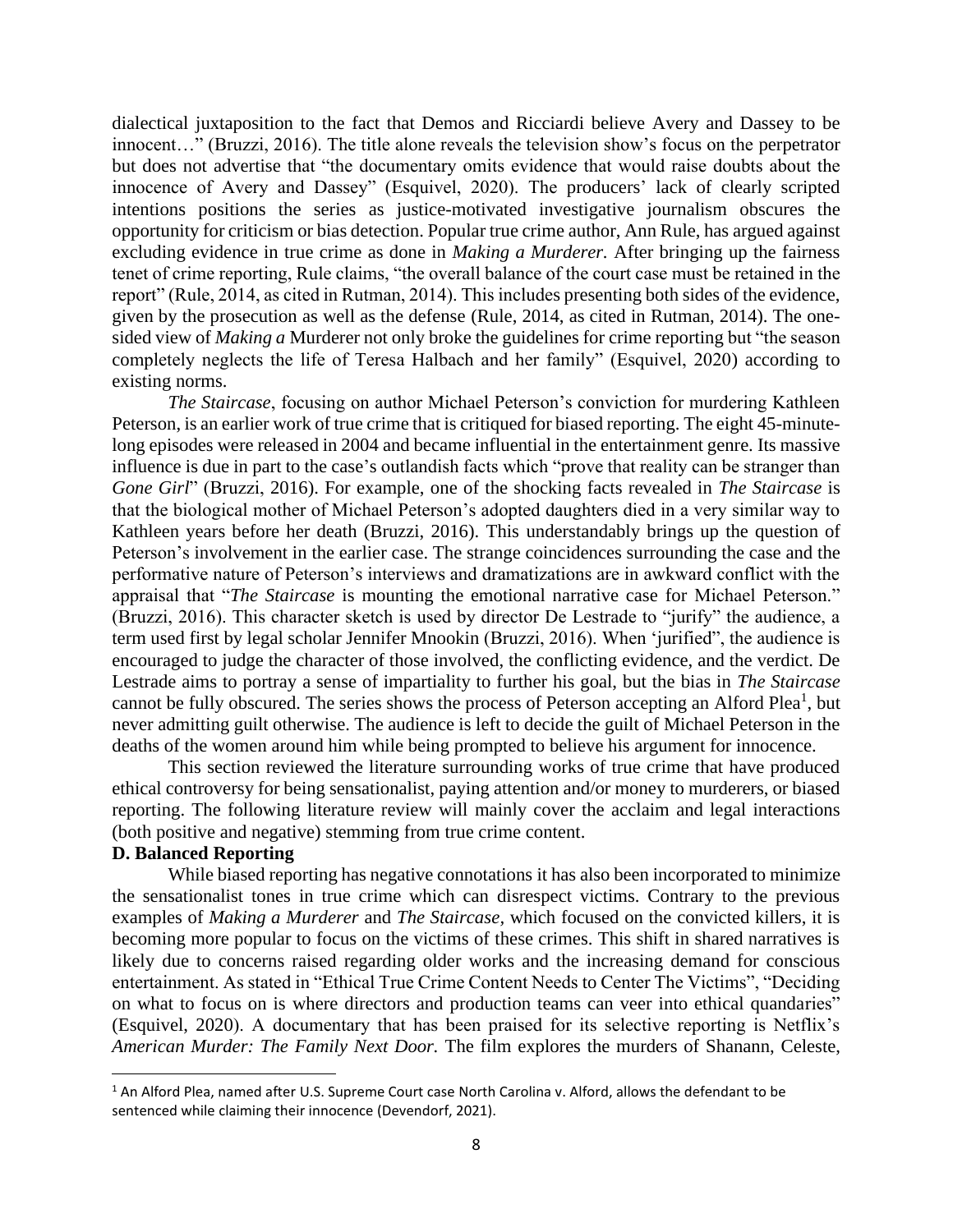dialectical juxtaposition to the fact that Demos and Ricciardi believe Avery and Dassey to be innocent…" (Bruzzi, 2016). The title alone reveals the television show's focus on the perpetrator but does not advertise that "the documentary omits evidence that would raise doubts about the innocence of Avery and Dassey" (Esquivel, 2020). The producers' lack of clearly scripted intentions positions the series as justice-motivated investigative journalism obscures the opportunity for criticism or bias detection. Popular true crime author, Ann Rule, has argued against excluding evidence in true crime as done in *Making a Murderer.* After bringing up the fairness tenet of crime reporting, Rule claims, "the overall balance of the court case must be retained in the report" (Rule, 2014, as cited in Rutman, 2014). This includes presenting both sides of the evidence, given by the prosecution as well as the defense (Rule, 2014, as cited in Rutman, 2014). The one-sided view of *Making a* Murderer not only broke the guidelines for crime reporting but "the season completely neglects the life of Teresa Halbach and her family" (Esquivel, 2020) according to existing norms.

*The Staircase*, focusing on author Michael Peterson's conviction for murdering Kathleen Peterson, is an earlier work of true crime that is critiqued for biased reporting. The eight 45-minute-long episodes were released in 2004 and became influential in the entertainment genre. Its massive influence is due in part to the case's outlandish facts which "prove that reality can be stranger than *Gone Girl*" (Bruzzi, 2016). For example, one of the shocking facts revealed in *The Staircase* is that the biological mother of Michael Peterson's adopted daughters died in a very similar way to Kathleen years before her death (Bruzzi, 2016). This understandably brings up the question of Peterson's involvement in the earlier case. The strange coincidences surrounding the case and the performative nature of Peterson's interviews and dramatizations are in awkward conflict with the appraisal that "*The Staircase* is mounting the emotional narrative case for Michael Peterson." (Bruzzi, 2016). This character sketch is used by director De Lestrade to "jurify" the audience, a term used first by legal scholar Jennifer Mnookin (Bruzzi, 2016). When 'jurified", the audience is encouraged to judge the character of those involved, the conflicting evidence, and the verdict. De Lestrade aims to portray a sense of impartiality to further his goal, but the bias in *The Staircase* cannot be fully obscured. The series shows the process of Peterson accepting an Alford Plea[1], but never admitting guilt otherwise. The audience is left to decide the guilt of Michael Peterson in the deaths of the women around him while being prompted to believe his argument for innocence.

This section reviewed the literature surrounding works of true crime that have produced ethical controversy for being sensationalist, paying attention and/or money to murderers, or biased reporting. The following literature review will mainly cover the acclaim and legal interactions (both positive and negative) stemming from true crime content.

**D. Balanced Reporting**

While biased reporting has negative connotations it has also been incorporated to minimize the sensationalist tones in true crime which can disrespect victims. Contrary to the previous examples of *Making a Murderer* and *The Staircase,* which focused on the convicted killers, it is becoming more popular to focus on the victims of these crimes. This shift in shared narratives is likely due to concerns raised regarding older works and the increasing demand for conscious entertainment. As stated in "Ethical True Crime Content Needs to Center The Victims", "Deciding on what to focus on is where directors and production teams can veer into ethical quandaries" (Esquivel, 2020). A documentary that has been praised for its selective reporting is Netflix's *American Murder: The Family Next Door.* The film explores the murders of Shanann, Celeste,

[1] An Alford Plea, named after U.S. Supreme Court case North Carolina v. Alford, allows the defendant to be sentenced while claiming their innocence (Devendorf, 2021).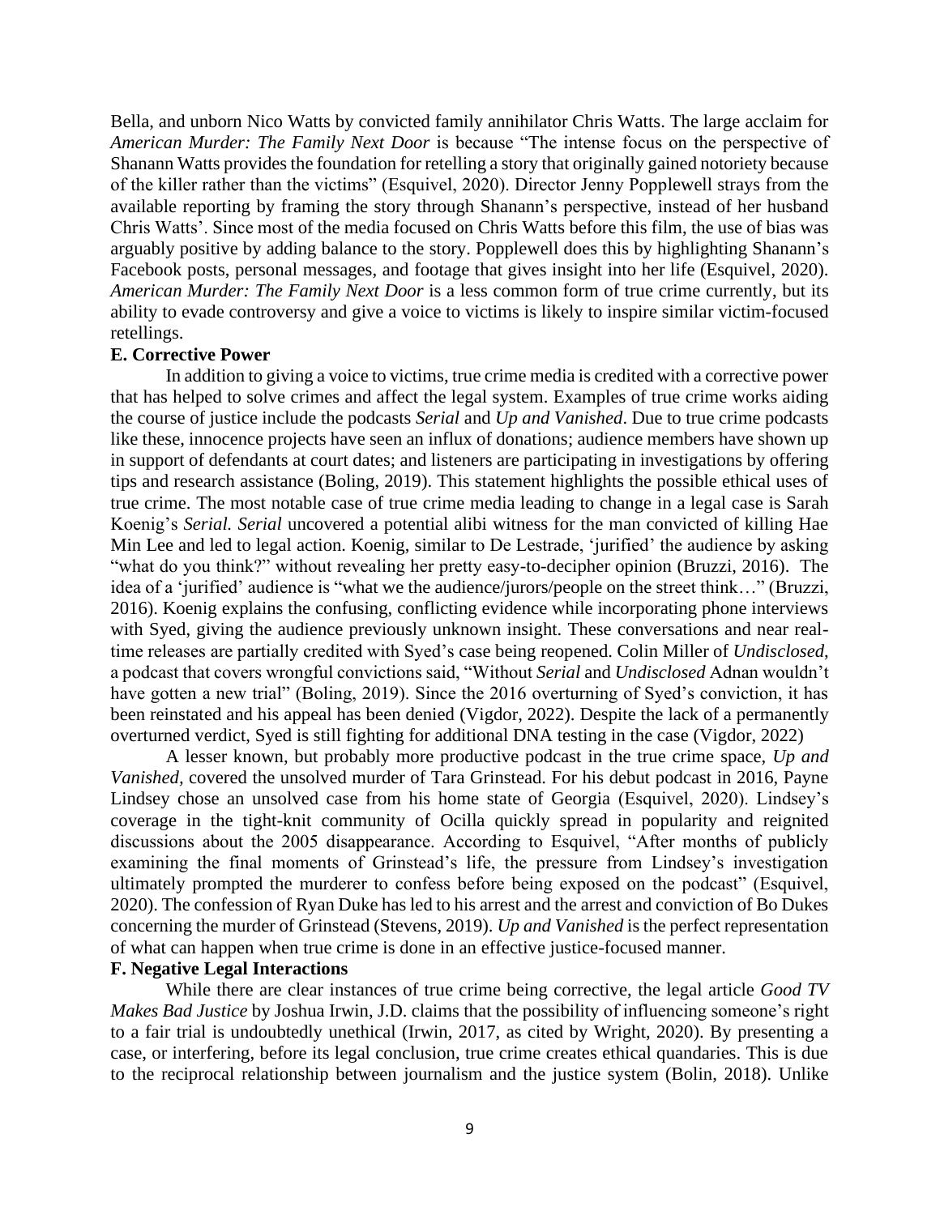Bella, and unborn Nico Watts by convicted family annihilator Chris Watts. The large acclaim for *American Murder: The Family Next Door* is because "The intense focus on the perspective of Shanann Watts provides the foundation for retelling a story that originally gained notoriety because of the killer rather than the victims" (Esquivel, 2020). Director Jenny Popplewell strays from the available reporting by framing the story through Shanann's perspective, instead of her husband Chris Watts'. Since most of the media focused on Chris Watts before this film, the use of bias was arguably positive by adding balance to the story. Popplewell does this by highlighting Shanann's Facebook posts, personal messages, and footage that gives insight into her life (Esquivel, 2020). *American Murder: The Family Next Door* is a less common form of true crime currently, but its ability to evade controversy and give a voice to victims is likely to inspire similar victim-focused retellings.

**E. Corrective Power**

In addition to giving a voice to victims, true crime media is credited with a corrective power that has helped to solve crimes and affect the legal system. Examples of true crime works aiding the course of justice include the podcasts *Serial* and *Up and Vanished*. Due to true crime podcasts like these, innocence projects have seen an influx of donations; audience members have shown up in support of defendants at court dates; and listeners are participating in investigations by offering tips and research assistance (Boling, 2019). This statement highlights the possible ethical uses of true crime. The most notable case of true crime media leading to change in a legal case is Sarah Koenig's *Serial. Serial* uncovered a potential alibi witness for the man convicted of killing Hae Min Lee and led to legal action. Koenig, similar to De Lestrade, 'jurified' the audience by asking "what do you think?" without revealing her pretty easy-to-decipher opinion (Bruzzi, 2016). The idea of a 'jurified' audience is "what we the audience/jurors/people on the street think…" (Bruzzi, 2016). Koenig explains the confusing, conflicting evidence while incorporating phone interviews with Syed, giving the audience previously unknown insight. These conversations and near real-time releases are partially credited with Syed's case being reopened. Colin Miller of *Undisclosed*, a podcast that covers wrongful convictions said, "Without *Serial* and *Undisclosed* Adnan wouldn't have gotten a new trial" (Boling, 2019). Since the 2016 overturning of Syed's conviction, it has been reinstated and his appeal has been denied (Vigdor, 2022). Despite the lack of a permanently overturned verdict, Syed is still fighting for additional DNA testing in the case (Vigdor, 2022)

A lesser known, but probably more productive podcast in the true crime space, *Up and Vanished*, covered the unsolved murder of Tara Grinstead. For his debut podcast in 2016, Payne Lindsey chose an unsolved case from his home state of Georgia (Esquivel, 2020). Lindsey's coverage in the tight-knit community of Ocilla quickly spread in popularity and reignited discussions about the 2005 disappearance. According to Esquivel, "After months of publicly examining the final moments of Grinstead's life, the pressure from Lindsey's investigation ultimately prompted the murderer to confess before being exposed on the podcast" (Esquivel, 2020). The confession of Ryan Duke has led to his arrest and the arrest and conviction of Bo Dukes concerning the murder of Grinstead (Stevens, 2019). *Up and Vanished* is the perfect representation of what can happen when true crime is done in an effective justice-focused manner.

**F. Negative Legal Interactions**

While there are clear instances of true crime being corrective, the legal article *Good TV Makes Bad Justice* by Joshua Irwin, J.D. claims that the possibility of influencing someone's right to a fair trial is undoubtedly unethical (Irwin, 2017, as cited by Wright, 2020). By presenting a case, or interfering, before its legal conclusion, true crime creates ethical quandaries. This is due to the reciprocal relationship between journalism and the justice system (Bolin, 2018). Unlike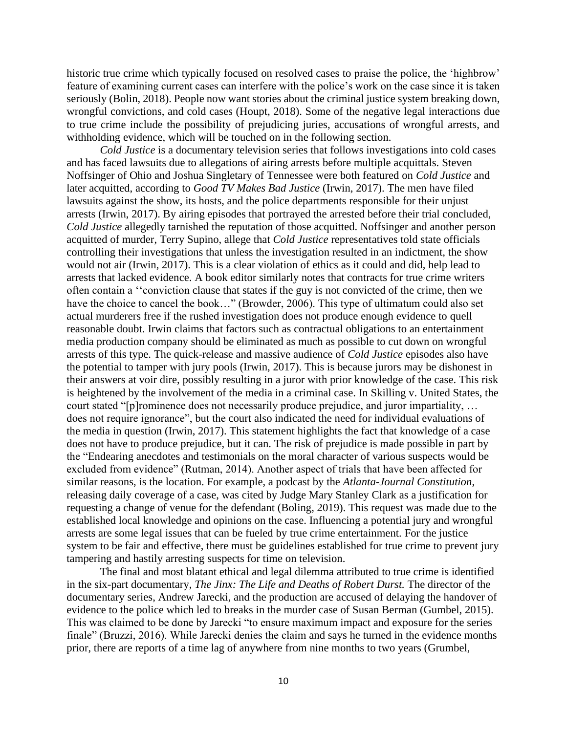historic true crime which typically focused on resolved cases to praise the police, the 'highbrow' feature of examining current cases can interfere with the police's work on the case since it is taken seriously (Bolin, 2018). People now want stories about the criminal justice system breaking down, wrongful convictions, and cold cases (Houpt, 2018). Some of the negative legal interactions due to true crime include the possibility of prejudicing juries, accusations of wrongful arrests, and withholding evidence, which will be touched on in the following section.

*Cold Justice* is a documentary television series that follows investigations into cold cases and has faced lawsuits due to allegations of airing arrests before multiple acquittals. Steven Noffsinger of Ohio and Joshua Singletary of Tennessee were both featured on *Cold Justice* and later acquitted, according to *Good TV Makes Bad Justice* (Irwin, 2017). The men have filed lawsuits against the show, its hosts, and the police departments responsible for their unjust arrests (Irwin, 2017). By airing episodes that portrayed the arrested before their trial concluded, *Cold Justice* allegedly tarnished the reputation of those acquitted. Noffsinger and another person acquitted of murder, Terry Supino, allege that *Cold Justice* representatives told state officials controlling their investigations that unless the investigation resulted in an indictment, the show would not air (Irwin, 2017). This is a clear violation of ethics as it could and did, help lead to arrests that lacked evidence. A book editor similarly notes that contracts for true crime writers often contain a ''conviction clause that states if the guy is not convicted of the crime, then we have the choice to cancel the book…" (Browder, 2006). This type of ultimatum could also set actual murderers free if the rushed investigation does not produce enough evidence to quell reasonable doubt. Irwin claims that factors such as contractual obligations to an entertainment media production company should be eliminated as much as possible to cut down on wrongful arrests of this type. The quick-release and massive audience of *Cold Justice* episodes also have the potential to tamper with jury pools (Irwin, 2017). This is because jurors may be dishonest in their answers at voir dire, possibly resulting in a juror with prior knowledge of the case. This risk is heightened by the involvement of the media in a criminal case. In Skilling v. United States, the court stated "[p]rominence does not necessarily produce prejudice, and juror impartiality, … does not require ignorance", but the court also indicated the need for individual evaluations of the media in question (Irwin, 2017). This statement highlights the fact that knowledge of a case does not have to produce prejudice, but it can. The risk of prejudice is made possible in part by the "Endearing anecdotes and testimonials on the moral character of various suspects would be excluded from evidence" (Rutman, 2014). Another aspect of trials that have been affected for similar reasons, is the location. For example, a podcast by the *Atlanta-Journal Constitution*, releasing daily coverage of a case, was cited by Judge Mary Stanley Clark as a justification for requesting a change of venue for the defendant (Boling, 2019). This request was made due to the established local knowledge and opinions on the case. Influencing a potential jury and wrongful arrests are some legal issues that can be fueled by true crime entertainment. For the justice system to be fair and effective, there must be guidelines established for true crime to prevent jury tampering and hastily arresting suspects for time on television.

The final and most blatant ethical and legal dilemma attributed to true crime is identified in the six-part documentary, *The Jinx: The Life and Deaths of Robert Durst.* The director of the documentary series, Andrew Jarecki, and the production are accused of delaying the handover of evidence to the police which led to breaks in the murder case of Susan Berman (Gumbel, 2015). This was claimed to be done by Jarecki "to ensure maximum impact and exposure for the series finale" (Bruzzi, 2016). While Jarecki denies the claim and says he turned in the evidence months prior, there are reports of a time lag of anywhere from nine months to two years (Grumbel,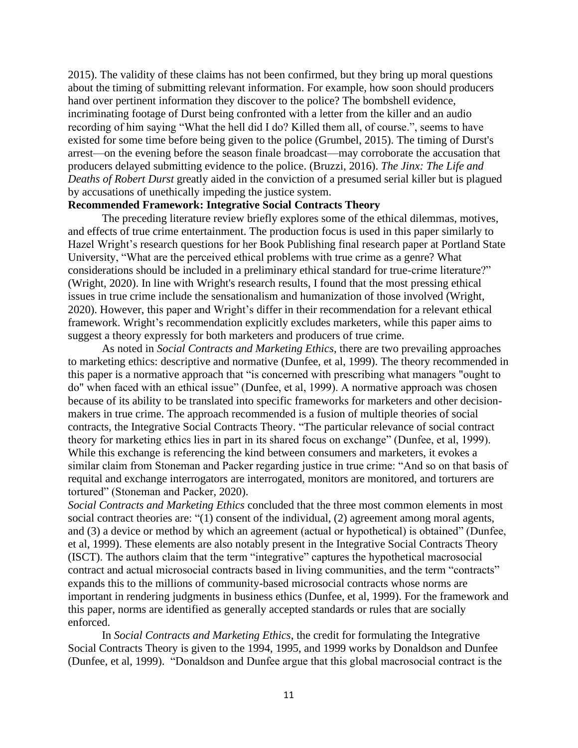2015). The validity of these claims has not been confirmed, but they bring up moral questions about the timing of submitting relevant information. For example, how soon should producers hand over pertinent information they discover to the police? The bombshell evidence, incriminating footage of Durst being confronted with a letter from the killer and an audio recording of him saying "What the hell did I do? Killed them all, of course.", seems to have existed for some time before being given to the police (Grumbel, 2015). The timing of Durst's arrest—on the evening before the season finale broadcast—may corroborate the accusation that producers delayed submitting evidence to the police. (Bruzzi, 2016). *The Jinx: The Life and Deaths of Robert Durst* greatly aided in the conviction of a presumed serial killer but is plagued by accusations of unethically impeding the justice system.

**Recommended Framework: Integrative Social Contracts Theory**

The preceding literature review briefly explores some of the ethical dilemmas, motives, and effects of true crime entertainment. The production focus is used in this paper similarly to Hazel Wright's research questions for her Book Publishing final research paper at Portland State University, "What are the perceived ethical problems with true crime as a genre? What considerations should be included in a preliminary ethical standard for true-crime literature?" (Wright, 2020). In line with Wright's research results, I found that the most pressing ethical issues in true crime include the sensationalism and humanization of those involved (Wright, 2020). However, this paper and Wright's differ in their recommendation for a relevant ethical framework. Wright's recommendation explicitly excludes marketers, while this paper aims to suggest a theory expressly for both marketers and producers of true crime.

As noted in *Social Contracts and Marketing Ethics*, there are two prevailing approaches to marketing ethics: descriptive and normative (Dunfee, et al, 1999). The theory recommended in this paper is a normative approach that "is concerned with prescribing what managers "ought to do" when faced with an ethical issue" (Dunfee, et al, 1999). A normative approach was chosen because of its ability to be translated into specific frameworks for marketers and other decision-makers in true crime. The approach recommended is a fusion of multiple theories of social contracts, the Integrative Social Contracts Theory. "The particular relevance of social contract theory for marketing ethics lies in part in its shared focus on exchange" (Dunfee, et al, 1999). While this exchange is referencing the kind between consumers and marketers, it evokes a similar claim from Stoneman and Packer regarding justice in true crime: "And so on that basis of requital and exchange interrogators are interrogated, monitors are monitored, and torturers are tortured" (Stoneman and Packer, 2020).

*Social Contracts and Marketing Ethics* concluded that the three most common elements in most social contract theories are: "(1) consent of the individual, (2) agreement among moral agents, and (3) a device or method by which an agreement (actual or hypothetical) is obtained" (Dunfee, et al, 1999). These elements are also notably present in the Integrative Social Contracts Theory (ISCT). The authors claim that the term "integrative" captures the hypothetical macrosocial contract and actual microsocial contracts based in living communities, and the term "contracts" expands this to the millions of community-based microsocial contracts whose norms are important in rendering judgments in business ethics (Dunfee, et al, 1999). For the framework and this paper, norms are identified as generally accepted standards or rules that are socially enforced.

In *Social Contracts and Marketing Ethics*, the credit for formulating the Integrative Social Contracts Theory is given to the 1994, 1995, and 1999 works by Donaldson and Dunfee (Dunfee, et al, 1999). "Donaldson and Dunfee argue that this global macrosocial contract is the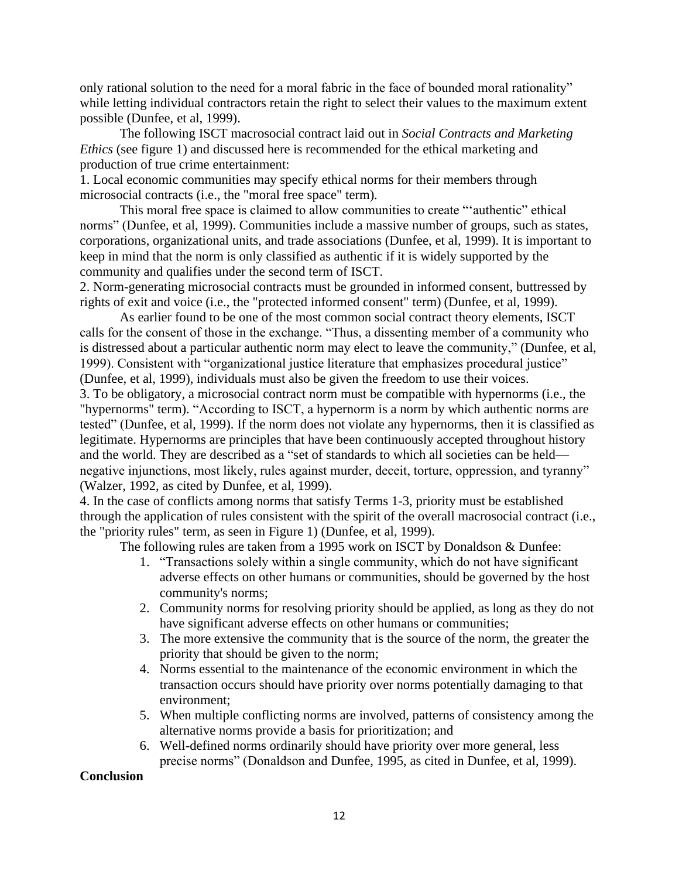only rational solution to the need for a moral fabric in the face of bounded moral rationality" while letting individual contractors retain the right to select their values to the maximum extent possible (Dunfee, et al, 1999).

The following ISCT macrosocial contract laid out in *Social Contracts and Marketing Ethics* (see figure 1) and discussed here is recommended for the ethical marketing and production of true crime entertainment:

1. Local economic communities may specify ethical norms for their members through microsocial contracts (i.e., the "moral free space" term).

This moral free space is claimed to allow communities to create "'authentic" ethical norms" (Dunfee, et al, 1999). Communities include a massive number of groups, such as states, corporations, organizational units, and trade associations (Dunfee, et al, 1999). It is important to keep in mind that the norm is only classified as authentic if it is widely supported by the community and qualifies under the second term of ISCT.

2. Norm-generating microsocial contracts must be grounded in informed consent, buttressed by rights of exit and voice (i.e., the "protected informed consent" term) (Dunfee, et al, 1999).

As earlier found to be one of the most common social contract theory elements, ISCT calls for the consent of those in the exchange. "Thus, a dissenting member of a community who is distressed about a particular authentic norm may elect to leave the community," (Dunfee, et al, 1999). Consistent with "organizational justice literature that emphasizes procedural justice" (Dunfee, et al, 1999), individuals must also be given the freedom to use their voices.

3. To be obligatory, a microsocial contract norm must be compatible with hypernorms (i.e., the "hypernorms" term). "According to ISCT, a hypernorm is a norm by which authentic norms are tested" (Dunfee, et al, 1999). If the norm does not violate any hypernorms, then it is classified as legitimate. Hypernorms are principles that have been continuously accepted throughout history and the world. They are described as a "set of standards to which all societies can be held—negative injunctions, most likely, rules against murder, deceit, torture, oppression, and tyranny" (Walzer, 1992, as cited by Dunfee, et al, 1999).

4. In the case of conflicts among norms that satisfy Terms 1-3, priority must be established through the application of rules consistent with the spirit of the overall macrosocial contract (i.e., the "priority rules" term, as seen in Figure 1) (Dunfee, et al, 1999).

The following rules are taken from a 1995 work on ISCT by Donaldson & Dunfee:

1. "Transactions solely within a single community, which do not have significant adverse effects on other humans or communities, should be governed by the host community's norms;
2. Community norms for resolving priority should be applied, as long as they do not have significant adverse effects on other humans or communities;
3. The more extensive the community that is the source of the norm, the greater the priority that should be given to the norm;
4. Norms essential to the maintenance of the economic environment in which the transaction occurs should have priority over norms potentially damaging to that environment;
5. When multiple conflicting norms are involved, patterns of consistency among the alternative norms provide a basis for prioritization; and
6. Well-defined norms ordinarily should have priority over more general, less precise norms" (Donaldson and Dunfee, 1995, as cited in Dunfee, et al, 1999).

**Conclusion**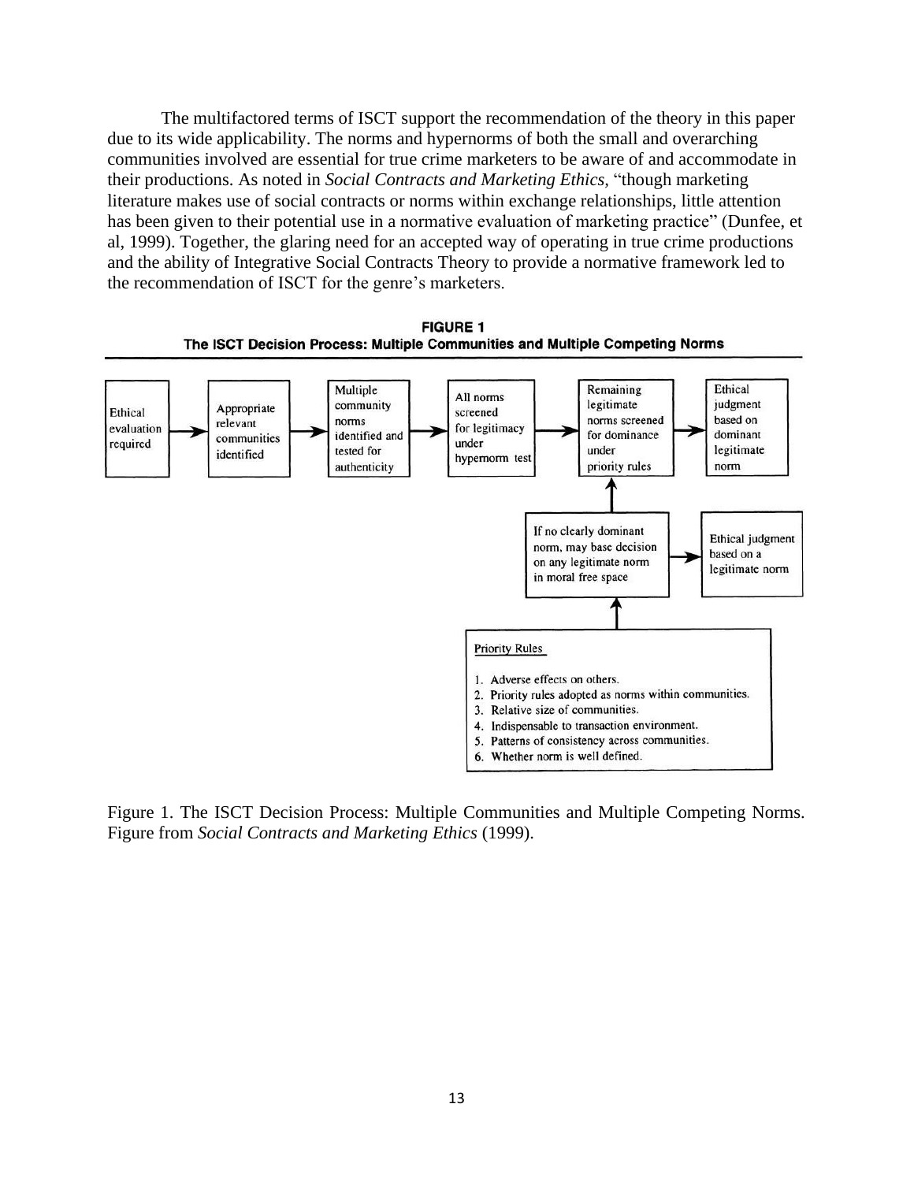The multifactored terms of ISCT support the recommendation of the theory in this paper due to its wide applicability. The norms and hypernorms of both the small and overarching communities involved are essential for true crime marketers to be aware of and accommodate in their productions. As noted in *Social Contracts and Marketing Ethics*, "though marketing literature makes use of social contracts or norms within exchange relationships, little attention has been given to their potential use in a normative evaluation of marketing practice" (Dunfee, et al, 1999). Together, the glaring need for an accepted way of operating in true crime productions and the ability of Integrative Social Contracts Theory to provide a normative framework led to the recommendation of ISCT for the genre's marketers.

**FIGURE 1**
**The ISCT Decision Process: Multiple Communities and Multiple Competing Norms**

Ethical evaluation required → Appropriate relevant communities identified → Multiple community norms identified and tested for authenticity → All norms screened for legitimacy under hypernorm test → Remaining legitimate norms screened for dominance under priority rules → Ethical judgment based on dominant legitimate norm

If no clearly dominant norm, may base decision on any legitimate norm in moral free space → Ethical judgment based on a legitimate norm

Priority Rules

1. Adverse effects on others.
2. Priority rules adopted as norms within communities.
3. Relative size of communities.
4. Indispensable to transaction environment.
5. Patterns of consistency across communities.
6. Whether norm is well defined.

Figure 1. The ISCT Decision Process: Multiple Communities and Multiple Competing Norms. Figure from *Social Contracts and Marketing Ethics* (1999).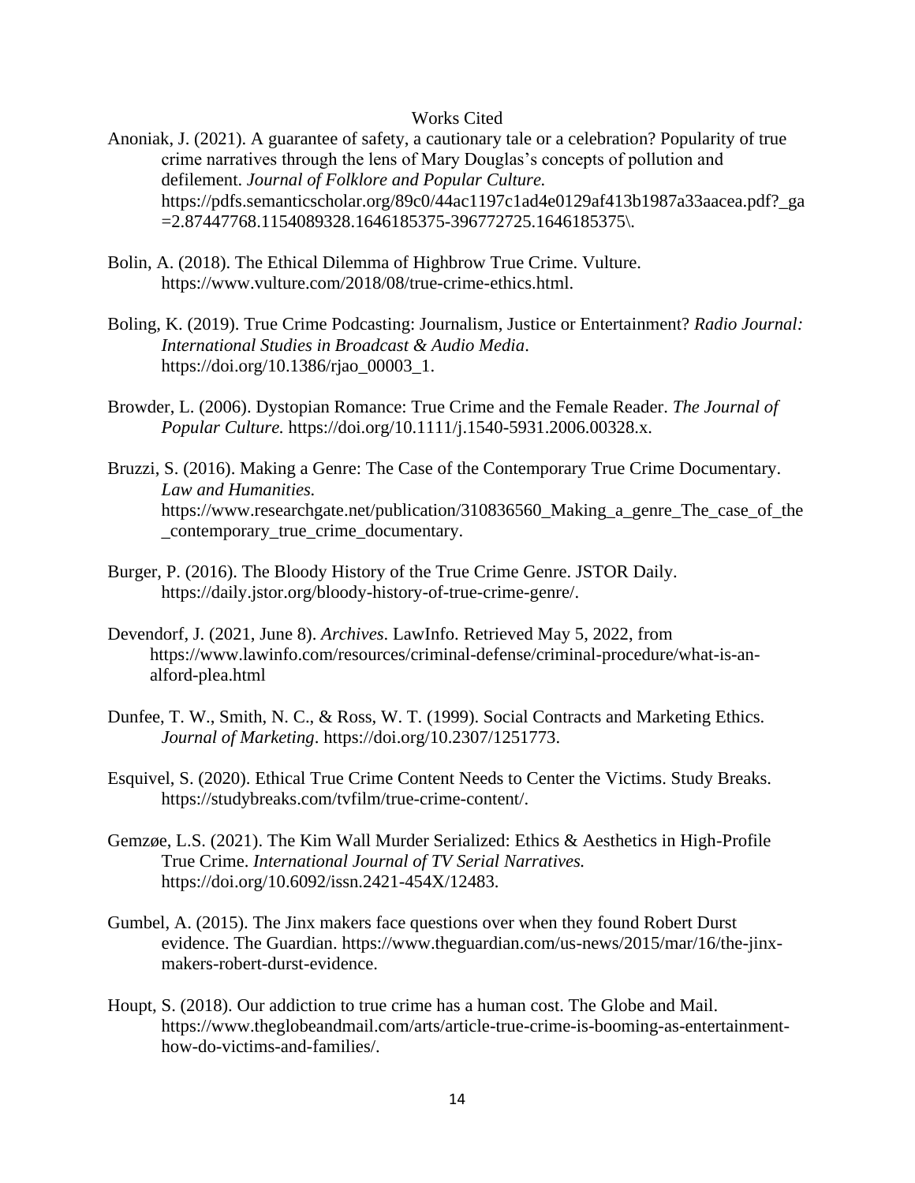# Works Cited

Anoniak, J. (2021). A guarantee of safety, a cautionary tale or a celebration? Popularity of true crime narratives through the lens of Mary Douglas's concepts of pollution and defilement. *Journal of Folklore and Popular Culture.* https://pdfs.semanticscholar.org/89c0/44ac1197c1ad4e0129af413b1987a33aacea.pdf?_ga=2.87447768.1154089328.1646185375-396772725.1646185375\.

Bolin, A. (2018). The Ethical Dilemma of Highbrow True Crime. Vulture. https://www.vulture.com/2018/08/true-crime-ethics.html.

Boling, K. (2019). True Crime Podcasting: Journalism, Justice or Entertainment? *Radio Journal: International Studies in Broadcast & Audio Media*. https://doi.org/10.1386/rjao_00003_1.

Browder, L. (2006). Dystopian Romance: True Crime and the Female Reader. *The Journal of Popular Culture.* https://doi.org/10.1111/j.1540-5931.2006.00328.x.

Bruzzi, S. (2016). Making a Genre: The Case of the Contemporary True Crime Documentary. *Law and Humanities.* https://www.researchgate.net/publication/310836560_Making_a_genre_The_case_of_the_contemporary_true_crime_documentary.

Burger, P. (2016). The Bloody History of the True Crime Genre. JSTOR Daily. https://daily.jstor.org/bloody-history-of-true-crime-genre/.

Devendorf, J. (2021, June 8). *Archives*. LawInfo. Retrieved May 5, 2022, from https://www.lawinfo.com/resources/criminal-defense/criminal-procedure/what-is-an-alford-plea.html

Dunfee, T. W., Smith, N. C., & Ross, W. T. (1999). Social Contracts and Marketing Ethics. *Journal of Marketing*. https://doi.org/10.2307/1251773.

Esquivel, S. (2020). Ethical True Crime Content Needs to Center the Victims. Study Breaks. https://studybreaks.com/tvfilm/true-crime-content/.

Gemzøe, L.S. (2021). The Kim Wall Murder Serialized: Ethics & Aesthetics in High-Profile True Crime. *International Journal of TV Serial Narratives.* https://doi.org/10.6092/issn.2421-454X/12483.

Gumbel, A. (2015). The Jinx makers face questions over when they found Robert Durst evidence. The Guardian. https://www.theguardian.com/us-news/2015/mar/16/the-jinx-makers-robert-durst-evidence.

Houpt, S. (2018). Our addiction to true crime has a human cost. The Globe and Mail. https://www.theglobeandmail.com/arts/article-true-crime-is-booming-as-entertainment-how-do-victims-and-families/.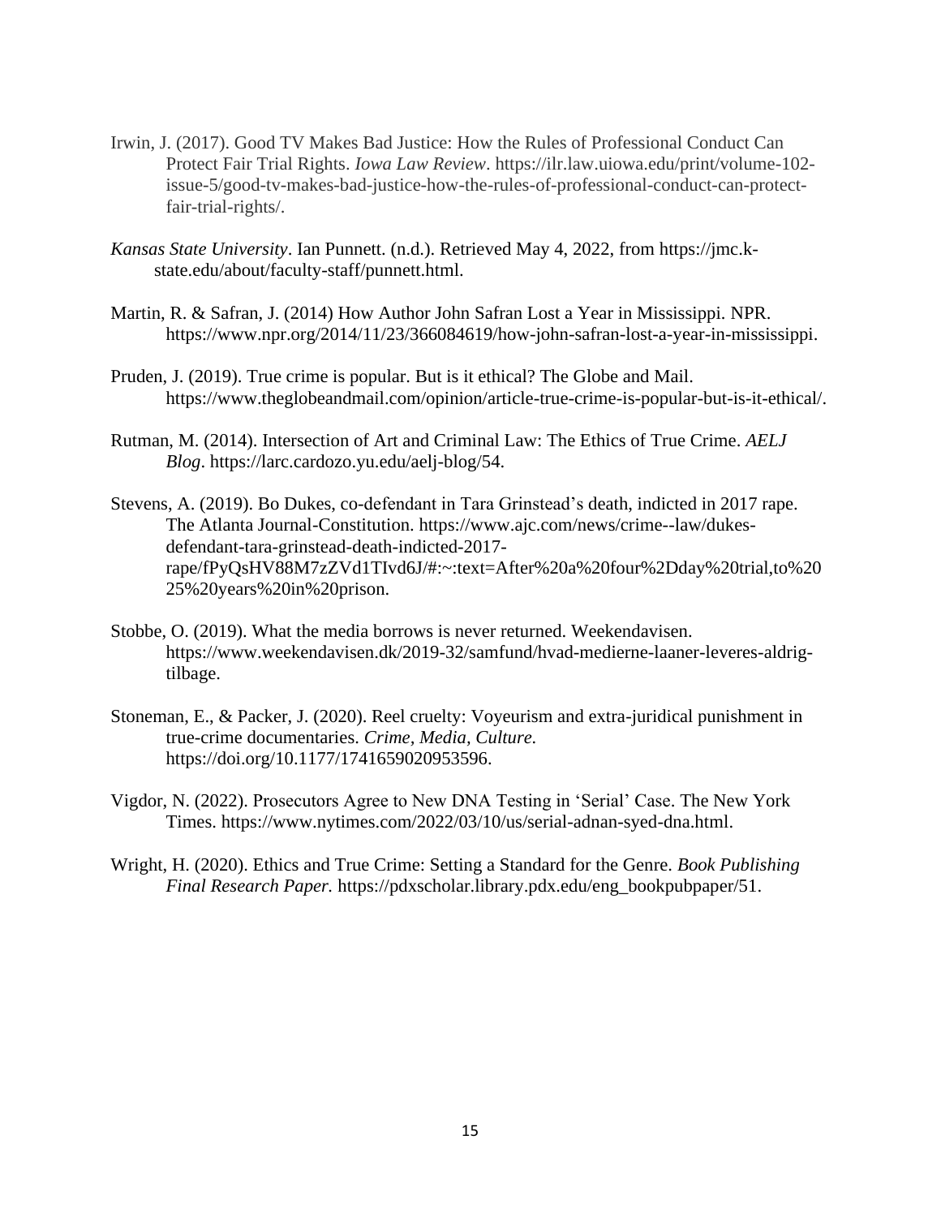Irwin, J. (2017). Good TV Makes Bad Justice: How the Rules of Professional Conduct Can Protect Fair Trial Rights. *Iowa Law Review*. https://ilr.law.uiowa.edu/print/volume-102-issue-5/good-tv-makes-bad-justice-how-the-rules-of-professional-conduct-can-protect-fair-trial-rights/.

*Kansas State University*. Ian Punnett. (n.d.). Retrieved May 4, 2022, from https://jmc.k-state.edu/about/faculty-staff/punnett.html.

Martin, R. & Safran, J. (2014) How Author John Safran Lost a Year in Mississippi. NPR. https://www.npr.org/2014/11/23/366084619/how-john-safran-lost-a-year-in-mississippi.

Pruden, J. (2019). True crime is popular. But is it ethical? The Globe and Mail. https://www.theglobeandmail.com/opinion/article-true-crime-is-popular-but-is-it-ethical/.

Rutman, M. (2014). Intersection of Art and Criminal Law: The Ethics of True Crime. *AELJ Blog*. https://larc.cardozo.yu.edu/aelj-blog/54.

Stevens, A. (2019). Bo Dukes, co-defendant in Tara Grinstead's death, indicted in 2017 rape. The Atlanta Journal-Constitution. https://www.ajc.com/news/crime--law/dukes-defendant-tara-grinstead-death-indicted-2017-rape/fPyQsHV88M7zZVd1TIvd6J/#:~:text=After%20a%20four%2Dday%20trial,to%2025%20years%20in%20prison.

Stobbe, O. (2019). What the media borrows is never returned. Weekendavisen. https://www.weekendavisen.dk/2019-32/samfund/hvad-medierne-laaner-leveres-aldrig-tilbage.

Stoneman, E., & Packer, J. (2020). Reel cruelty: Voyeurism and extra-juridical punishment in true-crime documentaries. *Crime, Media, Culture.* https://doi.org/10.1177/1741659020953596.

Vigdor, N. (2022). Prosecutors Agree to New DNA Testing in 'Serial' Case. The New York Times. https://www.nytimes.com/2022/03/10/us/serial-adnan-syed-dna.html.

Wright, H. (2020). Ethics and True Crime: Setting a Standard for the Genre. *Book Publishing Final Research Paper.* https://pdxscholar.library.pdx.edu/eng_bookpubpaper/51.